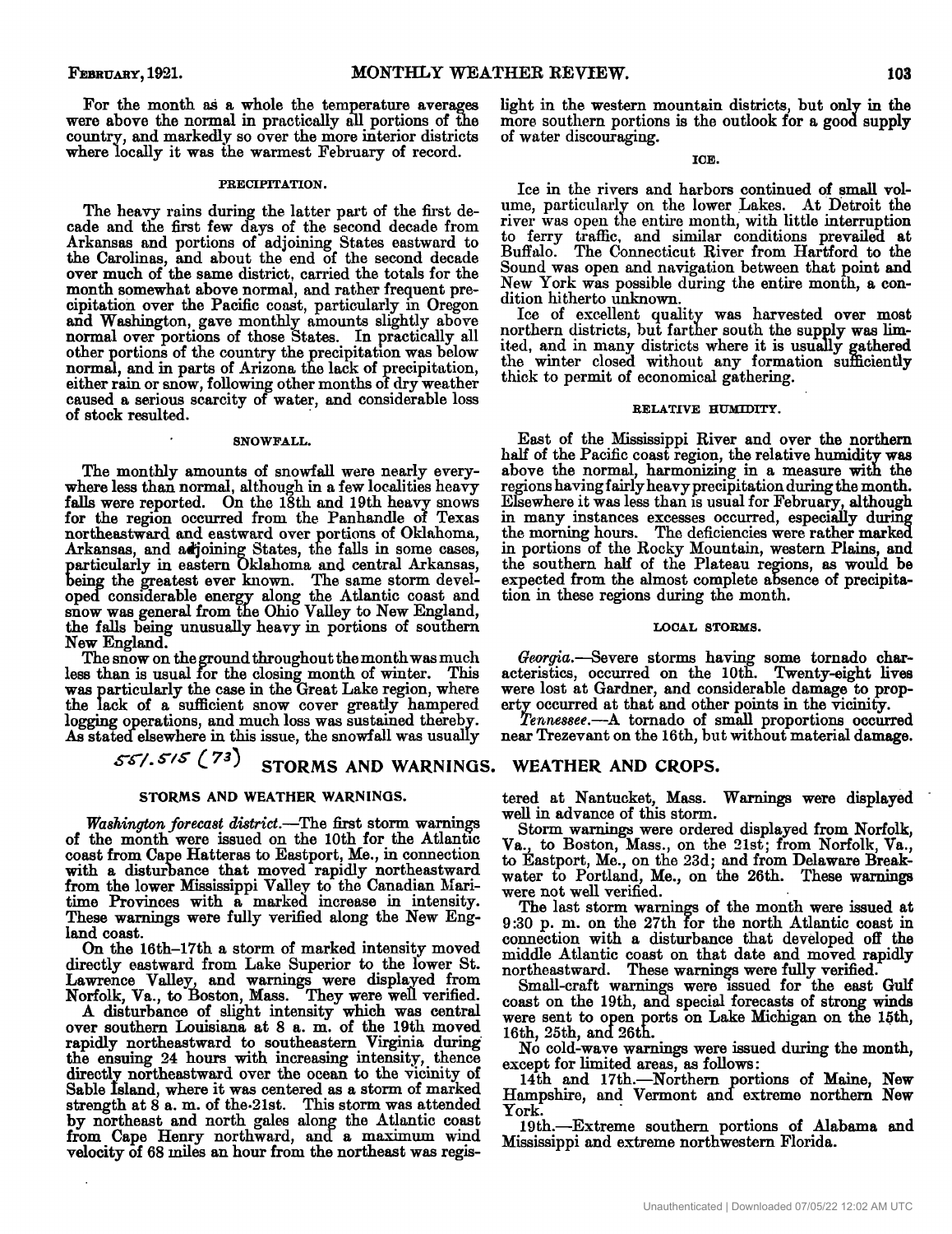For the month as a whole the temperature averages were above the normal in practically all portions of the country, and markedly so over the more interior districts where locally it was the warmest February of record.

### PRECIPITATION.

The heavy rains during the latter part of the first decade and the first few days of the second decade from Arkansas and portions of adjoining States eastward to the Carolinas, and about the end of the second decade over much of the same district, carried the totals for the month somewhat above normal, and rather frequent precipitation over the Pacific coast, particularly in Oregon and Washington, gave monthly amounts slightly above normal over portions of those States. In practically all other portions of the country the precipitation was below normal, and in parts of Arizona the lack of precipitation, either rain or snow, following other months of dry weather caused a serious scarcity of water, and considerable loss of stock resulted.

### SNOWFALL.

The monthly amounts of snowfall were nearly everywhere less than normal, although in a few localities heavy falls were reported. On the 18th and 19th heavy snows for the region occurred from the Panhandle of Texas northeastward and eastward over portions of Oklahoma, Arkansas, and adjoining States, the falls in some cases, particularly in eastern Oklahoma and central Arkansas, being the greatest ever known. The same storm developed considerable energy along the Atlantic coast and snow was general from the Ohio Valley to New England, the falls being unusually heavy in portions of southern New England.

The snow on the ground throughout the month was much less than is usual for the closing month of winter. This was particularly the case in the Great Lake region, where the lack of a sufficient snow cover greatly hampered logging operations, and much loss was sustained thereby. As stated elsewhere in this issue, the snowfall was usually light in the western mountain districts, but only in the more southern portions is the outlook for a good supply of water discouraging.

### ICE.

Ice in the rivers and harbors continued of small volume, particularly on the lower Lakes. At Detroit the river was open the entire month, with little interruption to ferry traffic, and similar conditions prevailed at Buffalo. The Connecticut River from Hartford to the Sound was open and navigation between that point and New York was possible during the entire month, a condition hitherto unknown.

Ice of excellent quality was harvested over most northern districts, but farther south the supply was limited, and in many districts where it is usually gathered the winter closed without any formation sufficiently thick to permit of economical gathering.

### RELATIVE HUMIDITY.

East of the Mississippi River and over the northern half of the Pacific coast region, the relative humidity was above the normal, harmonizing in a measure with the regions having fairly heavy precipitation during the month. Elsewhere it was less than is usual for February, although in many instances excesses occurred, especially during the morning hours. The deficiencies were rather marked in portions of the Rocky Mountain, western Plains, and the southern half of the Plateau regions, as would be expected from the almost complete absence of precipitation in these regions during the month.

### LOCAL STORMS.

*Georgia.*—Severe storms having some tornado characteristics, occurred on the 10th. Twenty-eight lives were lost at Gardner, and considerable damage to property occurred at that and other points in the vicinity.

*Tennessee.*—A tornado of small proportions occurred near Trezevant on the 16th, but without material damage.

551.515 (73)

## STORMS AND WARNINGS. WEATHER AND CROPS.

### STORMS AND WEATHER WARNINGS.

*Washington forecast district.*—The first storm warnings of the month were issued on the 10th for the Atlantic coast from Cape Hatteras to Eastport, Me., in connection with a disturbance that moved rapidly northeastward from the lower Mississippi Valley to the Canadian Maritime Provinces with a marked increase in intensity. These warnings were fully verified along the New England coast.

On the 16th–17th a storm of marked intensity moved directly eastward from Lake Superior to the lower St. Lawrence Valley, and warnings were displayed from Norfolk, Va., to Boston, Mass. They were well verified.

A disturbance of slight intensity which was central over southern Louisiana at 8 a. m. of the 19th moved rapidly northeastward to southeastern Virginia during the ensuing 24 hours with increasing intensity, thence directly northeastward over the ocean to the vicinity of Sable Island, where it was centered as a storm of marked strength at 8 a. m. of the 21st. This storm was attended by northeast and north gales along the Atlantic coast from Cape Henry northward, and a maximum wind velocity of 68 miles an hour from the northeast was registered at Nantucket, Mass. Warnings were displayed well in advance of this storm.

Storm warnings were ordered displayed from Norfolk, Va., to Boston, Mass., on the 21st; from Norfolk, Va., to Eastport, Me., on the 23d; and from Delaware Breakwater to Portland, Me., on the 26th. These warnings were not well verified.

The last storm warnings of the month were issued at 9:30 p. m. on the 27th for the north Atlantic coast in connection with a disturbance that developed off the middle Atlantic coast on that date and moved rapidly northeastward. These warnings were fully verified.

Small-craft warnings were issued for the east Gulf coast on the 19th, and special forecasts of strong winds were sent to open ports on Lake Michigan on the 15th, 16th, 25th, and 26th.

No cold-wave warnings were issued during the month, except for limited areas, as follows:

14th and 17th.—Northern portions of Maine, New Hampshire, and Vermont and extreme northern New York.

19th.—Extreme southern portions of Alabama and Mississippi and extreme northwestern Florida.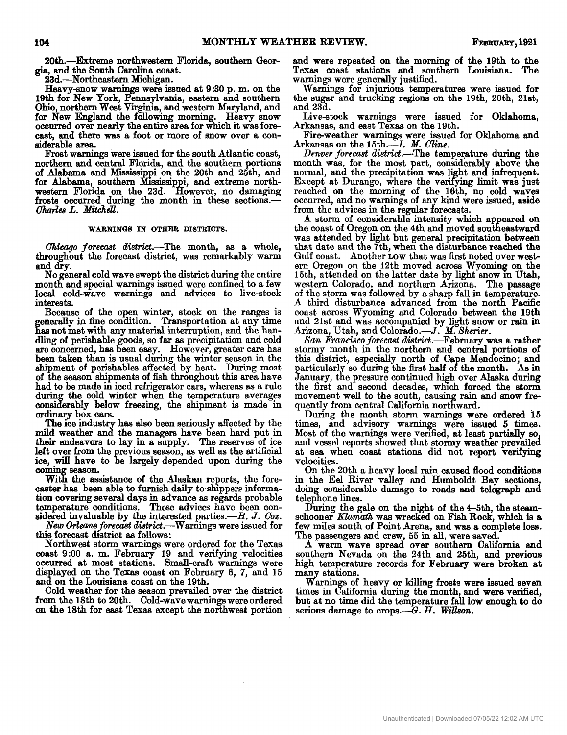20th.—Extreme northwestern Florida, southern Georgia, and the South Carolina coast.

23d.—Northeastern Michigan.

Heavy-snow warnings were issued at 9:30 p. m. on the 19th for New York, Pennsylvania, eastern and southern Ohio, northern West Virginia, and western Maryland, and for New England the following morning. Heavy snow occurred over nearly the entire area for which it was forecast, and there was a foot or more of snow over a considerable area.

Frost warnings were issued for the south Atlantic coast, northern and central Florida, and the southern portions of Alabama and Mississippi on the 20th and 25th, and for Alabama, southern Mississippi, and extreme northwestern Florida on the 23d. However, no damaging frosts occurred during the month in these sections.—*Charles L. Mitchell.*

## WARNINGS IN OTHER DISTRICTS.

*Chicago forecast district.*—The month, as a whole, throughout the forecast district, was remarkably warm and dry.

No general cold wave swept the district during the entire month and special warnings issued were confined to a few local cold-wave warnings and advices to live-stock interests.

Because of the open winter, stock on the ranges is generally in fine condition. Transportation at any time has not met with any material interruption, and the handling of perishable goods, so far as precipitation and cold are concerned, has been easy. However, greater care has been taken than is usual during the winter season in the shipment of perishables affected by heat. During most of the season shipments of fish throughout this area have had to be made in iced refrigerator cars, whereas as a rule during the cold winter when the temperature averages considerably below freezing, the shipment is made in ordinary box cars.

The ice industry has also been seriously affected by the mild weather and the managers have been hard put in their endeavors to lay in a supply. The reserves of ice left over from the previous season, as well as the artificial ice, will have to be largely depended upon during the coming season.

With the assistance of the Alaskan reports, the forecaster has been able to furnish daily to shippers information covering several days in advance as regards probable temperature conditions. These advices have been considered invaluable by the interested parties.—*H. J. Cox.*

*New Orleans forecast district.*—Warnings were issued for this forecast district as follows:

Northwest storm warnings were ordered for the Texas coast 9:00 a. m. February 19 and verifying velocities occurred at most stations. Small-craft warnings were displayed on the Texas coast on February 6, 7, and 15 and on the Louisiana coast on the 19th.

Cold weather for the season prevailed over the district from the 18th to 20th. Cold-wave warnings were ordered on the 18th for east Texas except the northwest portion and were repeated on the morning of the 19th to the Texas coast stations and southern Louisiana. The warnings were generally justified.

Warnings for injurious temperatures were issued for the sugar and trucking regions on the 19th, 20th, 21st, and 23d.

Live-stock warnings were issued for Oklahoma, Arkansas, and east Texas on the 19th.

Fire-weather warnings were issued for Oklahoma and Arkansas on the 15th.—*I. M. Cline.*

*Denver forecast district.*—The temperature during the month was, for the most part, considerably above the normal, and the precipitation was light and infrequent. Except at Durango, where the verifying limit was just reached on the morning of the 16th, no cold waves occurred, and no warnings of any kind were issued, aside from the advices in the regular forecasts.

A storm of considerable intensity which appeared on the coast of Oregon on the 4th and moved southeastward was attended by light but general precipitation between that date and the 7th, when the disturbance reached the Gulf coast. Another LOW that was first noted over western Oregon on the 12th moved across Wyoming on the 15th, attended on the latter date by light snow in Utah, western Colorado, and northern Arizona. The passage of the storm was followed by a sharp fall in temperature. A third disturbance advanced from the north Pacific coast across Wyoming and Colorado between the 19th and 21st and was accompanied by light snow or rain in Arizona, Utah, and Colorado.—*J. M. Sherier.*

*San Francisco forecast district.*—February was a rather stormy month in the northern and central portions of this district, especially north of Cape Mendocino; and particularly so during the first half of the month. As in January, the pressure continued high over Alaska during the first and second decades, which forced the storm movement well to the south, causing rain and snow frequently from central California northward.

During the month storm warnings were ordered 15 times, and advisory warnings were issued 5 times. Most of the warnings were verified, at least partially so, and vessel reports showed that stormy weather prevailed at sea when coast stations did not report verifying velocities.

On the 20th a heavy local rain caused flood conditions in the Eel River valley and Humboldt Bay sections, doing considerable damage to roads and telegraph and telephone lines.

During the gale on the night of the 4–5th, the steam-schooner *Klamath* was wrecked on Fish Rock, which is a few miles south of Point Arena, and was a complete loss. The passengers and crew, 55 in all, were saved.

A warm wave spread over southern California and southern Nevada on the 24th and 25th, and previous high temperature records for February were broken at many stations.

Warnings of heavy or killing frosts were issued seven times in California during the month, and were verified, but at no time did the temperature fall low enough to do serious damage to crops.—*G. H. Willson.*